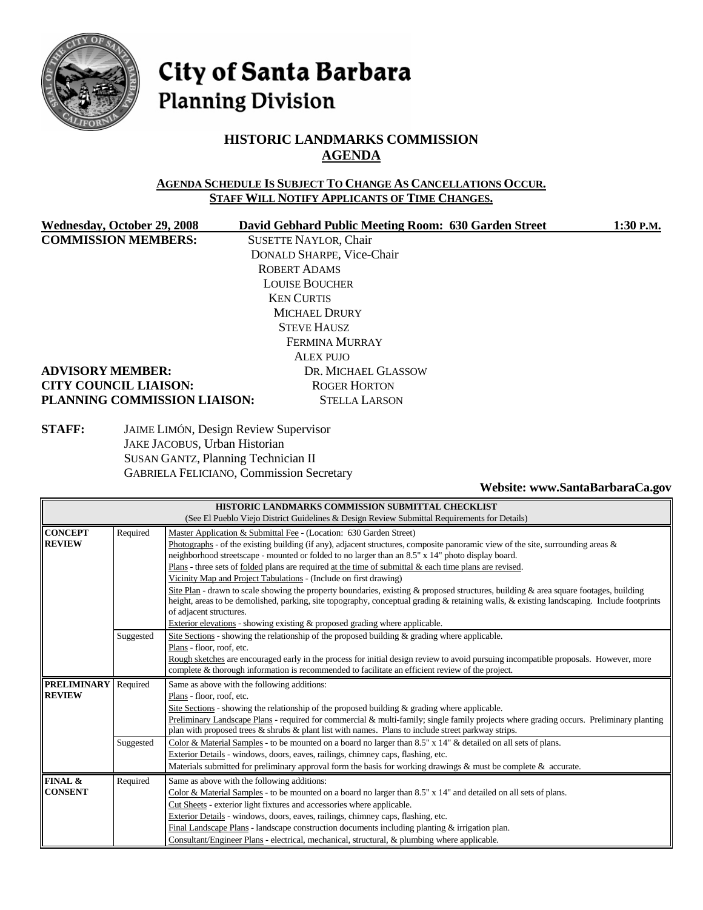# City of Santa Barbara
## Planning Division

## HISTORIC LANDMARKS COMMISSION
## AGENDA

**AGENDA SCHEDULE IS SUBJECT TO CHANGE AS CANCELLATIONS OCCUR.**
**STAFF WILL NOTIFY APPLICANTS OF TIME CHANGES.**

**Wednesday, October 29, 2008** **David Gebhard Public Meeting Room: 630 Garden Street** **1:30 P.M.**

**COMMISSION MEMBERS:**
SUSETTE NAYLOR, Chair
DONALD SHARPE, Vice-Chair
ROBERT ADAMS
LOUISE BOUCHER
KEN CURTIS
MICHAEL DRURY
STEVE HAUSZ
FERMINA MURRAY
ALEX PUJO

**ADVISORY MEMBER:** DR. MICHAEL GLASSOW
**CITY COUNCIL LIAISON:** ROGER HORTON
**PLANNING COMMISSION LIAISON:** STELLA LARSON

**STAFF:**
JAIME LIMÓN, Design Review Supervisor
JAKE JACOBUS, Urban Historian
SUSAN GANTZ, Planning Technician II
GABRIELA FELICIANO, Commission Secretary

**Website: www.SantaBarbaraCa.gov**

| HISTORIC LANDMARKS COMMISSION SUBMITTAL CHECKLIST (See El Pueblo Viejo District Guidelines & Design Review Submittal Requirements for Details) | | |
|---|---|---|
| **CONCEPT REVIEW** | Required | Master Application & Submittal Fee - (Location: 630 Garden Street)<br>Photographs - of the existing building (if any), adjacent structures, composite panoramic view of the site, surrounding areas & neighborhood streetscape - mounted or folded to no larger than an 8.5" x 14" photo display board.<br>Plans - three sets of folded plans are required at the time of submittal & each time plans are revised.<br>Vicinity Map and Project Tabulations - (Include on first drawing)<br>Site Plan - drawn to scale showing the property boundaries, existing & proposed structures, building & area square footages, building height, areas to be demolished, parking, site topography, conceptual grading & retaining walls, & existing landscaping. Include footprints of adjacent structures.<br>Exterior elevations - showing existing & proposed grading where applicable. |
| | Suggested | Site Sections - showing the relationship of the proposed building & grading where applicable.<br>Plans - floor, roof, etc.<br>Rough sketches are encouraged early in the process for initial design review to avoid pursuing incompatible proposals. However, more complete & thorough information is recommended to facilitate an efficient review of the project. |
| **PRELIMINARY REVIEW** | Required | Same as above with the following additions:<br>Plans - floor, roof, etc.<br>Site Sections - showing the relationship of the proposed building & grading where applicable.<br>Preliminary Landscape Plans - required for commercial & multi-family; single family projects where grading occurs. Preliminary planting plan with proposed trees & shrubs & plant list with names. Plans to include street parkway strips. |
| | Suggested | Color & Material Samples - to be mounted on a board no larger than 8.5" x 14" & detailed on all sets of plans.<br>Exterior Details - windows, doors, eaves, railings, chimney caps, flashing, etc.<br>Materials submitted for preliminary approval form the basis for working drawings & must be complete & accurate. |
| **FINAL & CONSENT** | Required | Same as above with the following additions:<br>Color & Material Samples - to be mounted on a board no larger than 8.5" x 14" and detailed on all sets of plans.<br>Cut Sheets - exterior light fixtures and accessories where applicable.<br>Exterior Details - windows, doors, eaves, railings, chimney caps, flashing, etc.<br>Final Landscape Plans - landscape construction documents including planting & irrigation plan.<br>Consultant/Engineer Plans - electrical, mechanical, structural, & plumbing where applicable. |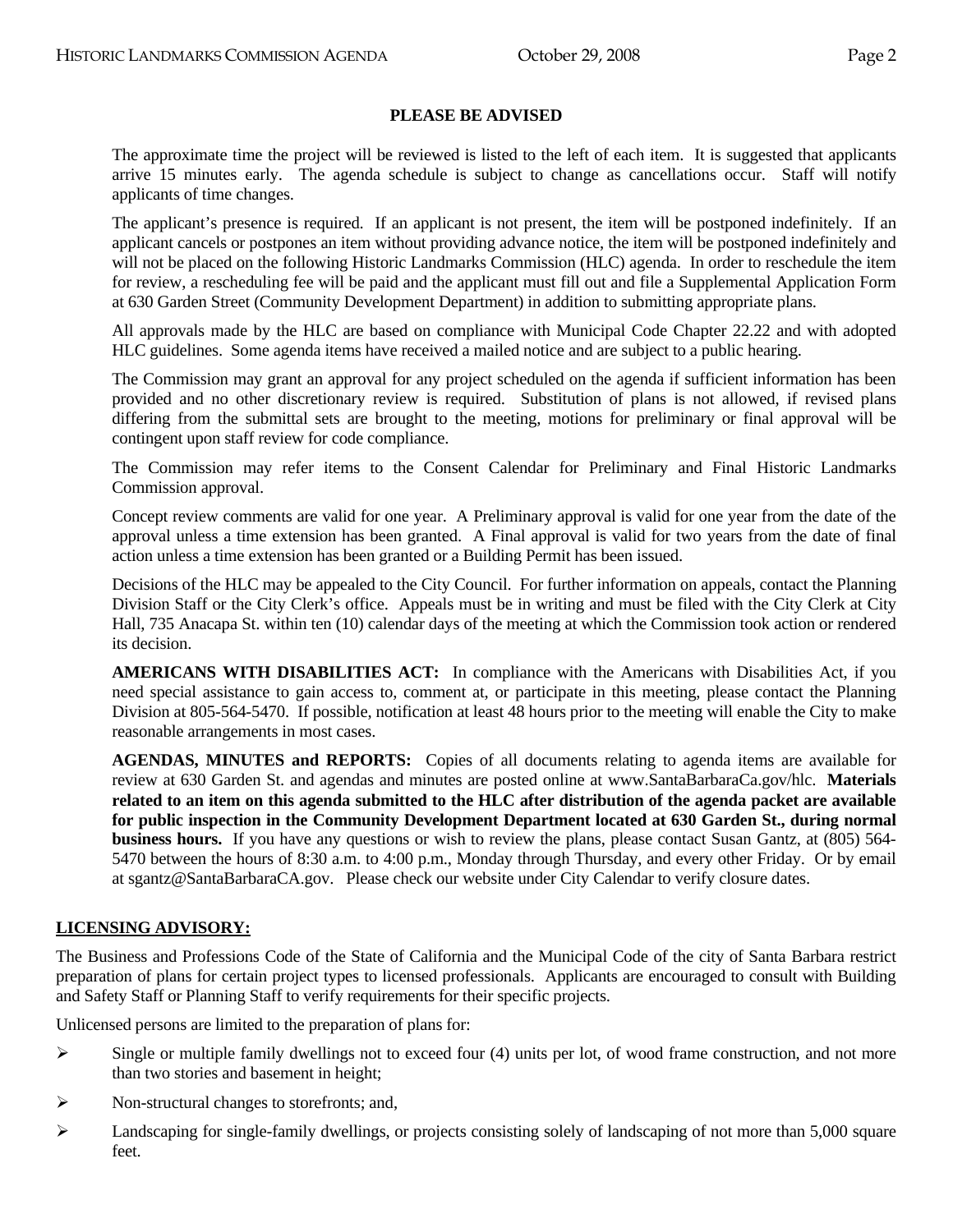## PLEASE BE ADVISED

The approximate time the project will be reviewed is listed to the left of each item. It is suggested that applicants arrive 15 minutes early. The agenda schedule is subject to change as cancellations occur. Staff will notify applicants of time changes.

The applicant's presence is required. If an applicant is not present, the item will be postponed indefinitely. If an applicant cancels or postpones an item without providing advance notice, the item will be postponed indefinitely and will not be placed on the following Historic Landmarks Commission (HLC) agenda. In order to reschedule the item for review, a rescheduling fee will be paid and the applicant must fill out and file a Supplemental Application Form at 630 Garden Street (Community Development Department) in addition to submitting appropriate plans.

All approvals made by the HLC are based on compliance with Municipal Code Chapter 22.22 and with adopted HLC guidelines. Some agenda items have received a mailed notice and are subject to a public hearing.

The Commission may grant an approval for any project scheduled on the agenda if sufficient information has been provided and no other discretionary review is required. Substitution of plans is not allowed, if revised plans differing from the submittal sets are brought to the meeting, motions for preliminary or final approval will be contingent upon staff review for code compliance.

The Commission may refer items to the Consent Calendar for Preliminary and Final Historic Landmarks Commission approval.

Concept review comments are valid for one year. A Preliminary approval is valid for one year from the date of the approval unless a time extension has been granted. A Final approval is valid for two years from the date of final action unless a time extension has been granted or a Building Permit has been issued.

Decisions of the HLC may be appealed to the City Council. For further information on appeals, contact the Planning Division Staff or the City Clerk's office. Appeals must be in writing and must be filed with the City Clerk at City Hall, 735 Anacapa St. within ten (10) calendar days of the meeting at which the Commission took action or rendered its decision.

**AMERICANS WITH DISABILITIES ACT:** In compliance with the Americans with Disabilities Act, if you need special assistance to gain access to, comment at, or participate in this meeting, please contact the Planning Division at 805-564-5470. If possible, notification at least 48 hours prior to the meeting will enable the City to make reasonable arrangements in most cases.

**AGENDAS, MINUTES and REPORTS:** Copies of all documents relating to agenda items are available for review at 630 Garden St. and agendas and minutes are posted online at www.SantaBarbaraCa.gov/hlc. **Materials related to an item on this agenda submitted to the HLC after distribution of the agenda packet are available for public inspection in the Community Development Department located at 630 Garden St., during normal business hours.** If you have any questions or wish to review the plans, please contact Susan Gantz, at (805) 564-5470 between the hours of 8:30 a.m. to 4:00 p.m., Monday through Thursday, and every other Friday. Or by email at sgantz@SantaBarbaraCA.gov. Please check our website under City Calendar to verify closure dates.

## LICENSING ADVISORY:

The Business and Professions Code of the State of California and the Municipal Code of the city of Santa Barbara restrict preparation of plans for certain project types to licensed professionals. Applicants are encouraged to consult with Building and Safety Staff or Planning Staff to verify requirements for their specific projects.

Unlicensed persons are limited to the preparation of plans for:

- Single or multiple family dwellings not to exceed four (4) units per lot, of wood frame construction, and not more than two stories and basement in height;
- Non-structural changes to storefronts; and,
- Landscaping for single-family dwellings, or projects consisting solely of landscaping of not more than 5,000 square feet.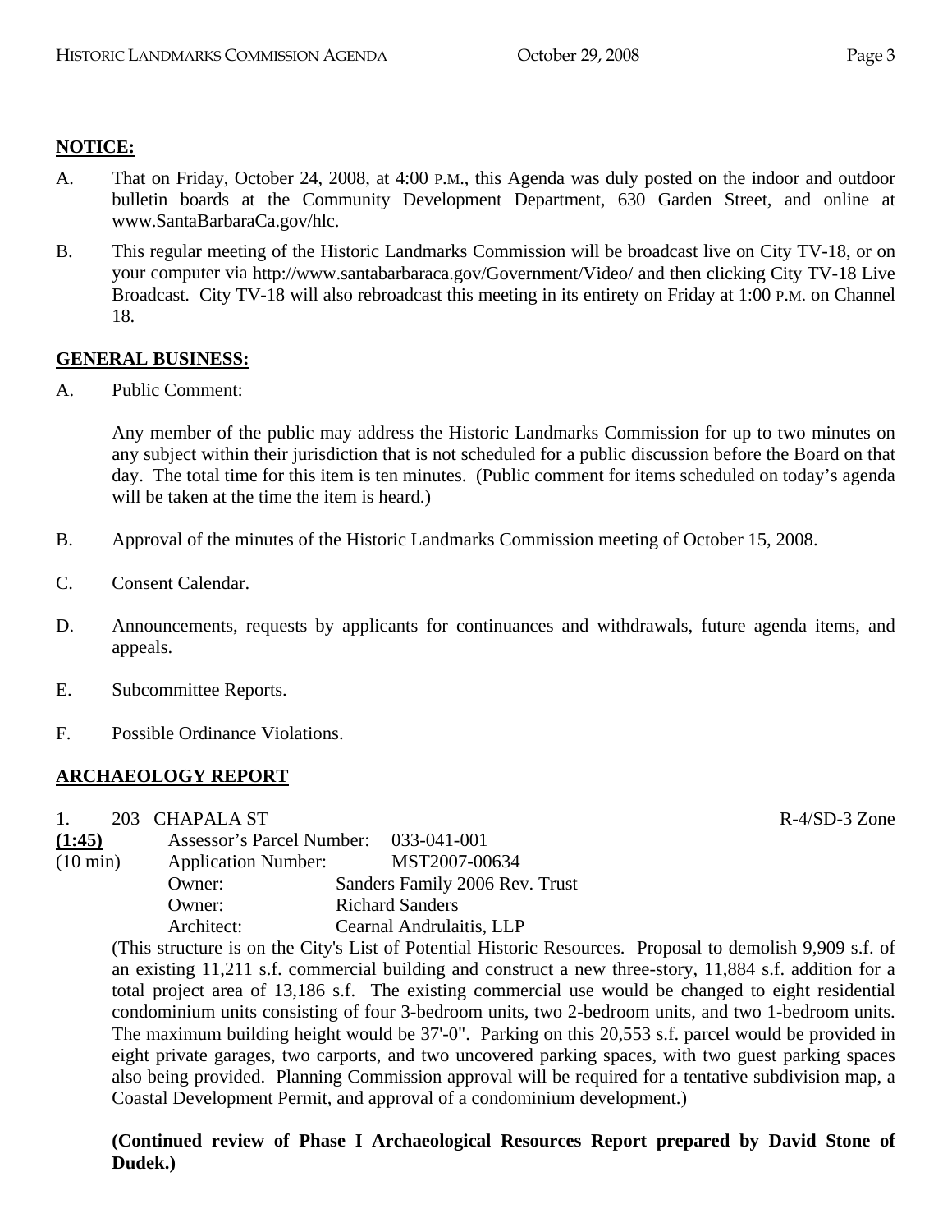**NOTICE:**

A. That on Friday, October 24, 2008, at 4:00 P.M., this Agenda was duly posted on the indoor and outdoor bulletin boards at the Community Development Department, 630 Garden Street, and online at www.SantaBarbaraCa.gov/hlc.

B. This regular meeting of the Historic Landmarks Commission will be broadcast live on City TV-18, or on your computer via http://www.santabarbaraca.gov/Government/Video/ and then clicking City TV-18 Live Broadcast. City TV-18 will also rebroadcast this meeting in its entirety on Friday at 1:00 P.M. on Channel 18.

**GENERAL BUSINESS:**

A. Public Comment:

   Any member of the public may address the Historic Landmarks Commission for up to two minutes on any subject within their jurisdiction that is not scheduled for a public discussion before the Board on that day. The total time for this item is ten minutes. (Public comment for items scheduled on today's agenda will be taken at the time the item is heard.)

B. Approval of the minutes of the Historic Landmarks Commission meeting of October 15, 2008.

C. Consent Calendar.

D. Announcements, requests by applicants for continuances and withdrawals, future agenda items, and appeals.

E. Subcommittee Reports.

F. Possible Ordinance Violations.

**ARCHAEOLOGY REPORT**

1. 203 CHAPALA ST — R-4/SD-3 Zone

**(1:45)** Assessor's Parcel Number: 033-041-001
(10 min) Application Number: MST2007-00634
Owner: Sanders Family 2006 Rev. Trust
Owner: Richard Sanders
Architect: Cearnal Andrulaitis, LLP

(This structure is on the City's List of Potential Historic Resources. Proposal to demolish 9,909 s.f. of an existing 11,211 s.f. commercial building and construct a new three-story, 11,884 s.f. addition for a total project area of 13,186 s.f. The existing commercial use would be changed to eight residential condominium units consisting of four 3-bedroom units, two 2-bedroom units, and two 1-bedroom units. The maximum building height would be 37'-0". Parking on this 20,553 s.f. parcel would be provided in eight private garages, two carports, and two uncovered parking spaces, with two guest parking spaces also being provided. Planning Commission approval will be required for a tentative subdivision map, a Coastal Development Permit, and approval of a condominium development.)

**(Continued review of Phase I Archaeological Resources Report prepared by David Stone of Dudek.)**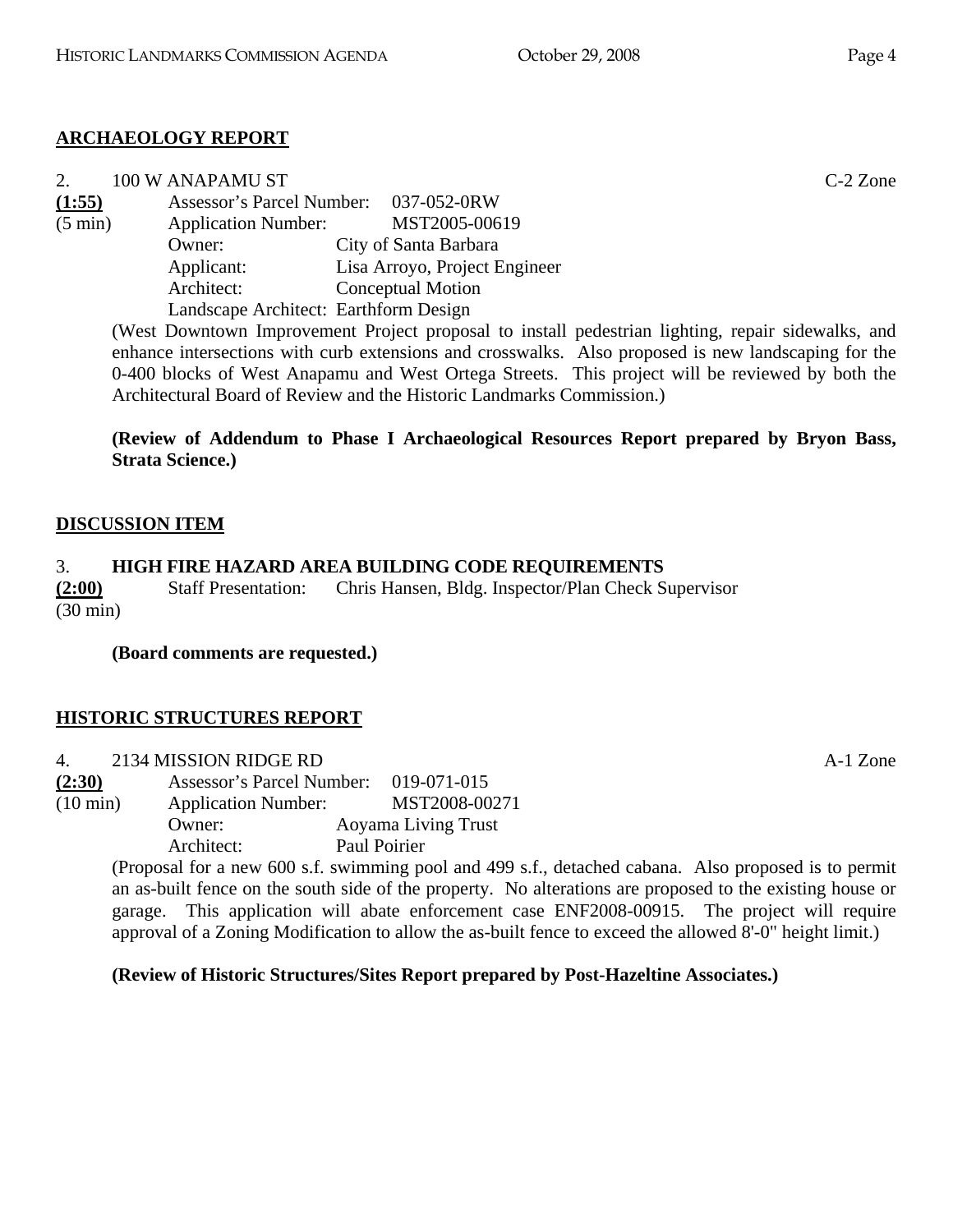## ARCHAEOLOGY REPORT

2. 100 W ANAPAMU ST C-2 Zone

**(1:55)** Assessor's Parcel Number: 037-052-0RW
(5 min) Application Number: MST2005-00619
Owner: City of Santa Barbara
Applicant: Lisa Arroyo, Project Engineer
Architect: Conceptual Motion
Landscape Architect: Earthform Design

(West Downtown Improvement Project proposal to install pedestrian lighting, repair sidewalks, and enhance intersections with curb extensions and crosswalks. Also proposed is new landscaping for the 0-400 blocks of West Anapamu and West Ortega Streets. This project will be reviewed by both the Architectural Board of Review and the Historic Landmarks Commission.)

**(Review of Addendum to Phase I Archaeological Resources Report prepared by Bryon Bass, Strata Science.)**

## DISCUSSION ITEM

3. **HIGH FIRE HAZARD AREA BUILDING CODE REQUIREMENTS**

**(2:00)** Staff Presentation: Chris Hansen, Bldg. Inspector/Plan Check Supervisor
(30 min)

**(Board comments are requested.)**

## HISTORIC STRUCTURES REPORT

4. 2134 MISSION RIDGE RD A-1 Zone

**(2:30)** Assessor's Parcel Number: 019-071-015
(10 min) Application Number: MST2008-00271
Owner: Aoyama Living Trust
Architect: Paul Poirier

(Proposal for a new 600 s.f. swimming pool and 499 s.f., detached cabana. Also proposed is to permit an as-built fence on the south side of the property. No alterations are proposed to the existing house or garage. This application will abate enforcement case ENF2008-00915. The project will require approval of a Zoning Modification to allow the as-built fence to exceed the allowed 8'-0" height limit.)

**(Review of Historic Structures/Sites Report prepared by Post-Hazeltine Associates.)**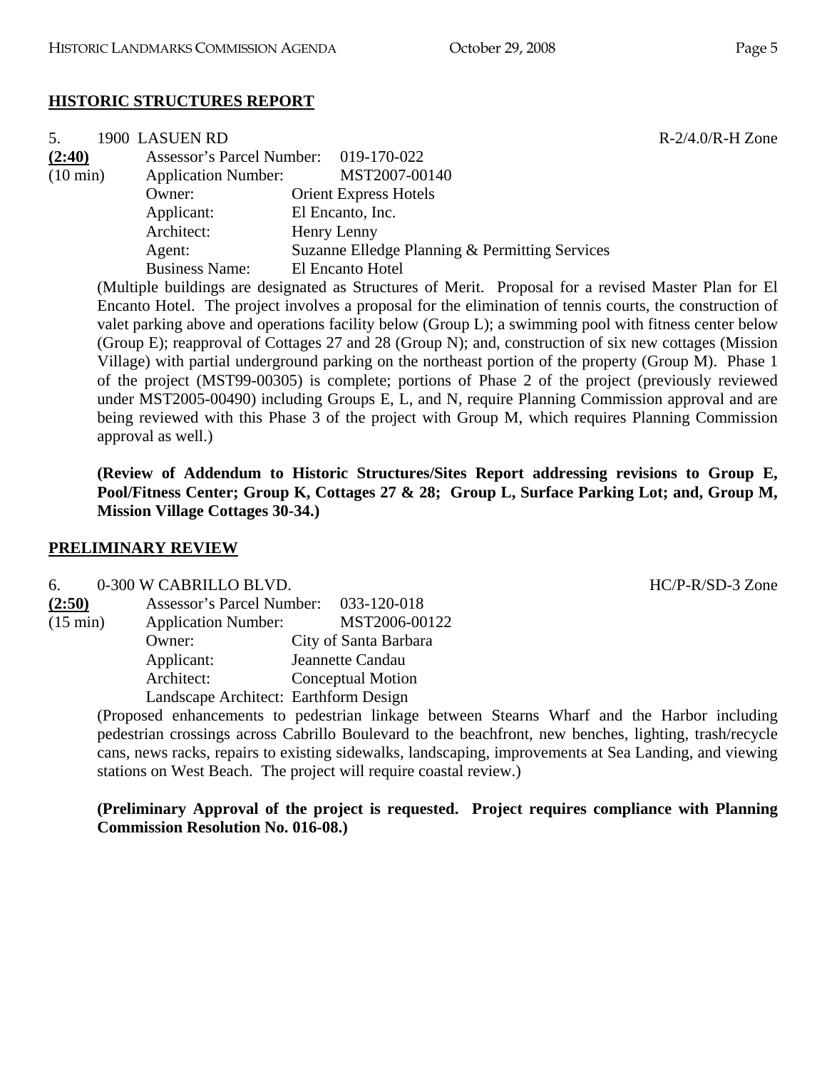## HISTORIC STRUCTURES REPORT

5. 1900 LASUEN RD R-2/4.0/R-H Zone

**(2:40)** Assessor's Parcel Number: 019-170-022
(10 min) Application Number: MST2007-00140
Owner: Orient Express Hotels
Applicant: El Encanto, Inc.
Architect: Henry Lenny
Agent: Suzanne Elledge Planning & Permitting Services
Business Name: El Encanto Hotel

(Multiple buildings are designated as Structures of Merit. Proposal for a revised Master Plan for El Encanto Hotel. The project involves a proposal for the elimination of tennis courts, the construction of valet parking above and operations facility below (Group L); a swimming pool with fitness center below (Group E); reapproval of Cottages 27 and 28 (Group N); and, construction of six new cottages (Mission Village) with partial underground parking on the northeast portion of the property (Group M). Phase 1 of the project (MST99-00305) is complete; portions of Phase 2 of the project (previously reviewed under MST2005-00490) including Groups E, L, and N, require Planning Commission approval and are being reviewed with this Phase 3 of the project with Group M, which requires Planning Commission approval as well.)

**(Review of Addendum to Historic Structures/Sites Report addressing revisions to Group E, Pool/Fitness Center; Group K, Cottages 27 & 28; Group L, Surface Parking Lot; and, Group M, Mission Village Cottages 30-34.)**

## PRELIMINARY REVIEW

6. 0-300 W CABRILLO BLVD. HC/P-R/SD-3 Zone

**(2:50)** Assessor's Parcel Number: 033-120-018
(15 min) Application Number: MST2006-00122
Owner: City of Santa Barbara
Applicant: Jeannette Candau
Architect: Conceptual Motion
Landscape Architect: Earthform Design

(Proposed enhancements to pedestrian linkage between Stearns Wharf and the Harbor including pedestrian crossings across Cabrillo Boulevard to the beachfront, new benches, lighting, trash/recycle cans, news racks, repairs to existing sidewalks, landscaping, improvements at Sea Landing, and viewing stations on West Beach. The project will require coastal review.)

**(Preliminary Approval of the project is requested. Project requires compliance with Planning Commission Resolution No. 016-08.)**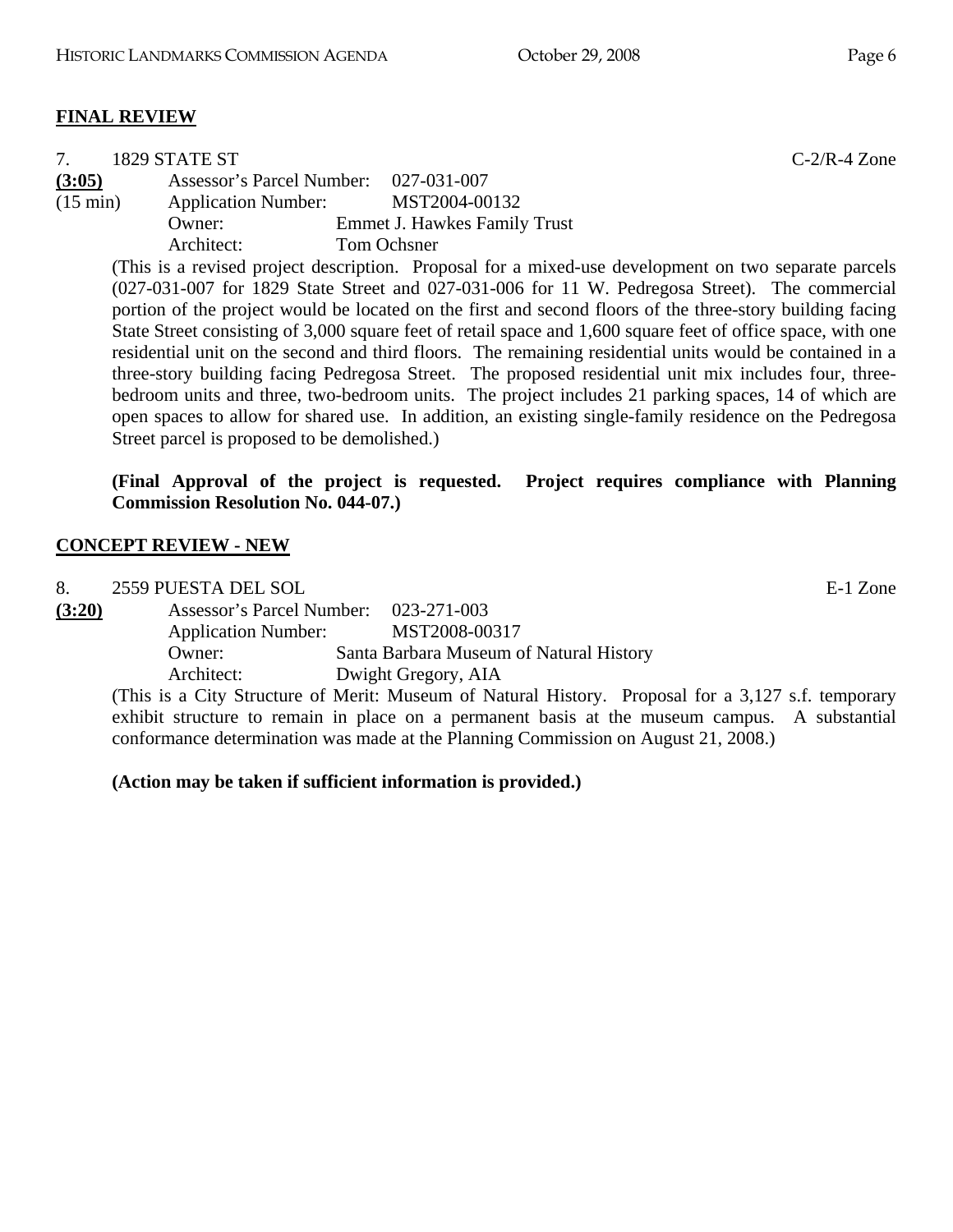## FINAL REVIEW

7. 1829 STATE ST C-2/R-4 Zone

**(3:05)** Assessor's Parcel Number: 027-031-007
(15 min) Application Number: MST2004-00132
Owner: Emmet J. Hawkes Family Trust
Architect: Tom Ochsner

(This is a revised project description. Proposal for a mixed-use development on two separate parcels (027-031-007 for 1829 State Street and 027-031-006 for 11 W. Pedregosa Street). The commercial portion of the project would be located on the first and second floors of the three-story building facing State Street consisting of 3,000 square feet of retail space and 1,600 square feet of office space, with one residential unit on the second and third floors. The remaining residential units would be contained in a three-story building facing Pedregosa Street. The proposed residential unit mix includes four, three-bedroom units and three, two-bedroom units. The project includes 21 parking spaces, 14 of which are open spaces to allow for shared use. In addition, an existing single-family residence on the Pedregosa Street parcel is proposed to be demolished.)

**(Final Approval of the project is requested. Project requires compliance with Planning Commission Resolution No. 044-07.)**

## CONCEPT REVIEW - NEW

8. 2559 PUESTA DEL SOL E-1 Zone

**(3:20)** Assessor's Parcel Number: 023-271-003
Application Number: MST2008-00317
Owner: Santa Barbara Museum of Natural History
Architect: Dwight Gregory, AIA

(This is a City Structure of Merit: Museum of Natural History. Proposal for a 3,127 s.f. temporary exhibit structure to remain in place on a permanent basis at the museum campus. A substantial conformance determination was made at the Planning Commission on August 21, 2008.)

**(Action may be taken if sufficient information is provided.)**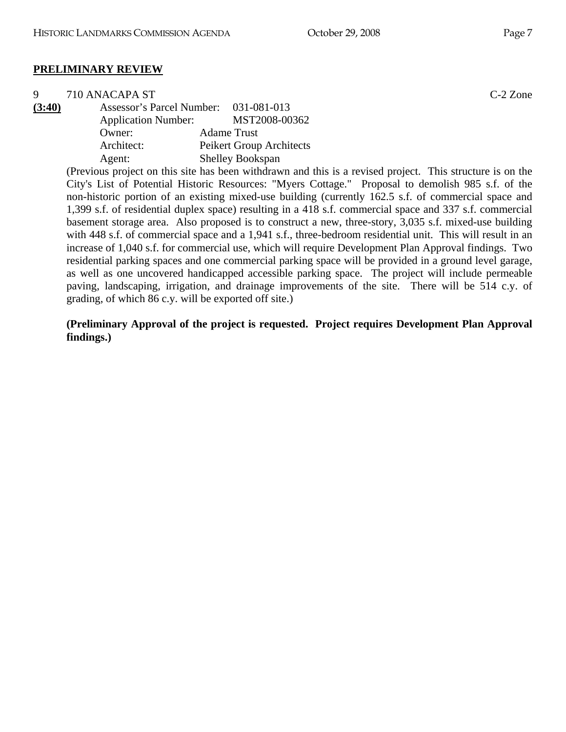**PRELIMINARY REVIEW**

9 710 ANACAPA ST C-2 Zone

**(3:40)**

Assessor's Parcel Number: 031-081-013
Application Number: MST2008-00362
Owner: Adame Trust
Architect: Peikert Group Architects
Agent: Shelley Bookspan

(Previous project on this site has been withdrawn and this is a revised project. This structure is on the City's List of Potential Historic Resources: "Myers Cottage." Proposal to demolish 985 s.f. of the non-historic portion of an existing mixed-use building (currently 162.5 s.f. of commercial space and 1,399 s.f. of residential duplex space) resulting in a 418 s.f. commercial space and 337 s.f. commercial basement storage area. Also proposed is to construct a new, three-story, 3,035 s.f. mixed-use building with 448 s.f. of commercial space and a 1,941 s.f., three-bedroom residential unit. This will result in an increase of 1,040 s.f. for commercial use, which will require Development Plan Approval findings. Two residential parking spaces and one commercial parking space will be provided in a ground level garage, as well as one uncovered handicapped accessible parking space. The project will include permeable paving, landscaping, irrigation, and drainage improvements of the site. There will be 514 c.y. of grading, of which 86 c.y. will be exported off site.)

**(Preliminary Approval of the project is requested. Project requires Development Plan Approval findings.)**